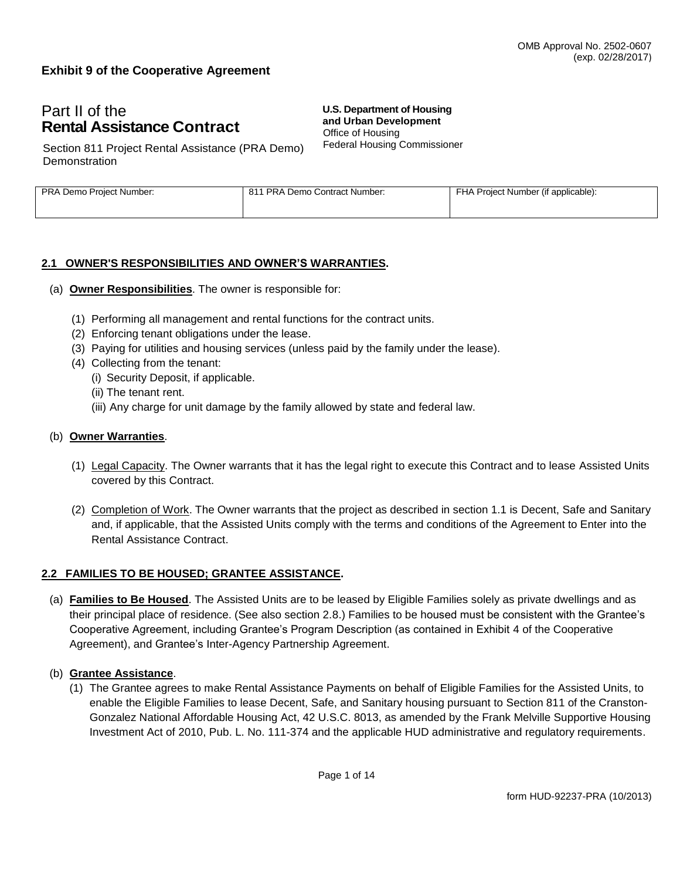OMB Approval No. 2502-0607
(exp. 02/28/2017)

**Exhibit 9 of the Cooperative Agreement**

# Part II of the **Rental Assistance Contract**

Section 811 Project Rental Assistance (PRA Demo) Demonstration

**U.S. Department of Housing and Urban Development**
Office of Housing
Federal Housing Commissioner

| PRA Demo Project Number: | 811 PRA Demo Contract Number: | FHA Project Number (if applicable): |
| --- | --- | --- |
| | | |

## 2.1 OWNER'S RESPONSIBILITIES AND OWNER'S WARRANTIES.

(a) **Owner Responsibilities**. The owner is responsible for:

(1) Performing all management and rental functions for the contract units.
(2) Enforcing tenant obligations under the lease.
(3) Paying for utilities and housing services (unless paid by the family under the lease).
(4) Collecting from the tenant:
  (i) Security Deposit, if applicable.
  (ii) The tenant rent.
  (iii) Any charge for unit damage by the family allowed by state and federal law.

(b) **Owner Warranties**.

(1) Legal Capacity. The Owner warrants that it has the legal right to execute this Contract and to lease Assisted Units covered by this Contract.

(2) Completion of Work. The Owner warrants that the project as described in section 1.1 is Decent, Safe and Sanitary and, if applicable, that the Assisted Units comply with the terms and conditions of the Agreement to Enter into the Rental Assistance Contract.

## 2.2 FAMILIES TO BE HOUSED; GRANTEE ASSISTANCE.

(a) **Families to Be Housed**. The Assisted Units are to be leased by Eligible Families solely as private dwellings and as their principal place of residence. (See also section 2.8.) Families to be housed must be consistent with the Grantee's Cooperative Agreement, including Grantee's Program Description (as contained in Exhibit 4 of the Cooperative Agreement), and Grantee's Inter-Agency Partnership Agreement.

(b) **Grantee Assistance**.

(1) The Grantee agrees to make Rental Assistance Payments on behalf of Eligible Families for the Assisted Units, to enable the Eligible Families to lease Decent, Safe, and Sanitary housing pursuant to Section 811 of the Cranston-Gonzalez National Affordable Housing Act, 42 U.S.C. 8013, as amended by the Frank Melville Supportive Housing Investment Act of 2010, Pub. L. No. 111-374 and the applicable HUD administrative and regulatory requirements.

form HUD-92237-PRA (10/2013)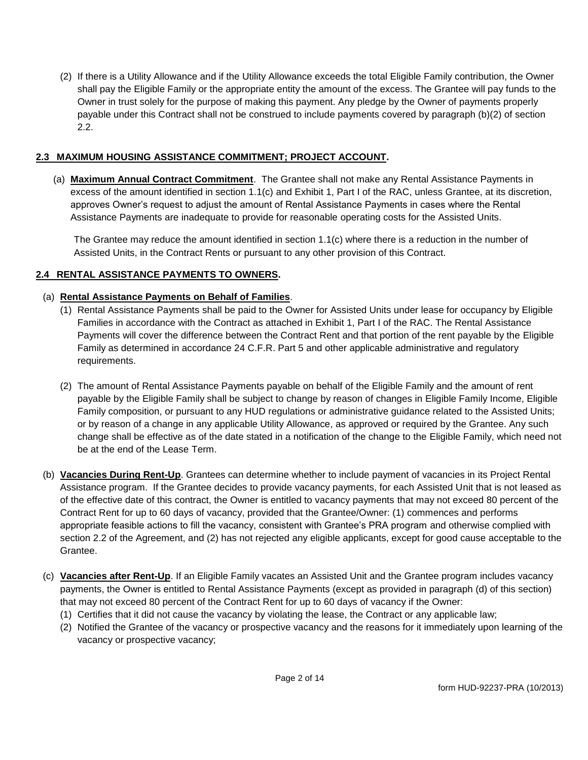(2) If there is a Utility Allowance and if the Utility Allowance exceeds the total Eligible Family contribution, the Owner shall pay the Eligible Family or the appropriate entity the amount of the excess. The Grantee will pay funds to the Owner in trust solely for the purpose of making this payment. Any pledge by the Owner of payments properly payable under this Contract shall not be construed to include payments covered by paragraph (b)(2) of section 2.2.

## 2.3 MAXIMUM HOUSING ASSISTANCE COMMITMENT; PROJECT ACCOUNT.

(a) **Maximum Annual Contract Commitment**. The Grantee shall not make any Rental Assistance Payments in excess of the amount identified in section 1.1(c) and Exhibit 1, Part I of the RAC, unless Grantee, at its discretion, approves Owner's request to adjust the amount of Rental Assistance Payments in cases where the Rental Assistance Payments are inadequate to provide for reasonable operating costs for the Assisted Units.

The Grantee may reduce the amount identified in section 1.1(c) where there is a reduction in the number of Assisted Units, in the Contract Rents or pursuant to any other provision of this Contract.

## 2.4 RENTAL ASSISTANCE PAYMENTS TO OWNERS.

(a) **Rental Assistance Payments on Behalf of Families**.

(1) Rental Assistance Payments shall be paid to the Owner for Assisted Units under lease for occupancy by Eligible Families in accordance with the Contract as attached in Exhibit 1, Part I of the RAC. The Rental Assistance Payments will cover the difference between the Contract Rent and that portion of the rent payable by the Eligible Family as determined in accordance 24 C.F.R. Part 5 and other applicable administrative and regulatory requirements.

(2) The amount of Rental Assistance Payments payable on behalf of the Eligible Family and the amount of rent payable by the Eligible Family shall be subject to change by reason of changes in Eligible Family Income, Eligible Family composition, or pursuant to any HUD regulations or administrative guidance related to the Assisted Units; or by reason of a change in any applicable Utility Allowance, as approved or required by the Grantee. Any such change shall be effective as of the date stated in a notification of the change to the Eligible Family, which need not be at the end of the Lease Term.

(b) **Vacancies During Rent-Up**. Grantees can determine whether to include payment of vacancies in its Project Rental Assistance program. If the Grantee decides to provide vacancy payments, for each Assisted Unit that is not leased as of the effective date of this contract, the Owner is entitled to vacancy payments that may not exceed 80 percent of the Contract Rent for up to 60 days of vacancy, provided that the Grantee/Owner: (1) commences and performs appropriate feasible actions to fill the vacancy, consistent with Grantee's PRA program and otherwise complied with section 2.2 of the Agreement, and (2) has not rejected any eligible applicants, except for good cause acceptable to the Grantee.

(c) **Vacancies after Rent-Up**. If an Eligible Family vacates an Assisted Unit and the Grantee program includes vacancy payments, the Owner is entitled to Rental Assistance Payments (except as provided in paragraph (d) of this section) that may not exceed 80 percent of the Contract Rent for up to 60 days of vacancy if the Owner:

(1) Certifies that it did not cause the vacancy by violating the lease, the Contract or any applicable law;

(2) Notified the Grantee of the vacancy or prospective vacancy and the reasons for it immediately upon learning of the vacancy or prospective vacancy;

form HUD-92237-PRA (10/2013)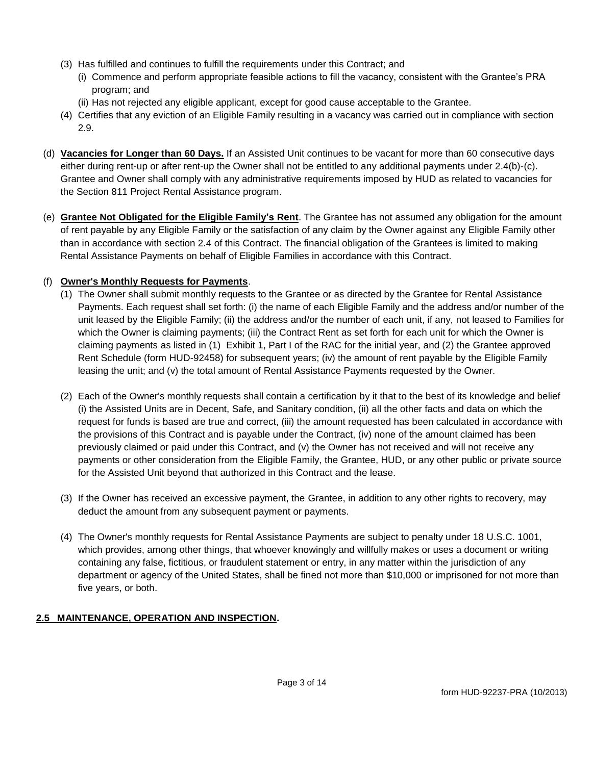(3) Has fulfilled and continues to fulfill the requirements under this Contract; and
   (i) Commence and perform appropriate feasible actions to fill the vacancy, consistent with the Grantee's PRA program; and
   (ii) Has not rejected any eligible applicant, except for good cause acceptable to the Grantee.

(4) Certifies that any eviction of an Eligible Family resulting in a vacancy was carried out in compliance with section 2.9.

(d) **<u>Vacancies for Longer than 60 Days.</u>** If an Assisted Unit continues to be vacant for more than 60 consecutive days either during rent-up or after rent-up the Owner shall not be entitled to any additional payments under 2.4(b)-(c). Grantee and Owner shall comply with any administrative requirements imposed by HUD as related to vacancies for the Section 811 Project Rental Assistance program.

(e) **<u>Grantee Not Obligated for the Eligible Family's Rent</u>**. The Grantee has not assumed any obligation for the amount of rent payable by any Eligible Family or the satisfaction of any claim by the Owner against any Eligible Family other than in accordance with section 2.4 of this Contract. The financial obligation of the Grantees is limited to making Rental Assistance Payments on behalf of Eligible Families in accordance with this Contract.

(f) **<u>Owner's Monthly Requests for Payments</u>**.

(1) The Owner shall submit monthly requests to the Grantee or as directed by the Grantee for Rental Assistance Payments. Each request shall set forth: (i) the name of each Eligible Family and the address and/or number of the unit leased by the Eligible Family; (ii) the address and/or the number of each unit, if any, not leased to Families for which the Owner is claiming payments; (iii) the Contract Rent as set forth for each unit for which the Owner is claiming payments as listed in (1) Exhibit 1, Part I of the RAC for the initial year, and (2) the Grantee approved Rent Schedule (form HUD-92458) for subsequent years; (iv) the amount of rent payable by the Eligible Family leasing the unit; and (v) the total amount of Rental Assistance Payments requested by the Owner.

(2) Each of the Owner's monthly requests shall contain a certification by it that to the best of its knowledge and belief (i) the Assisted Units are in Decent, Safe, and Sanitary condition, (ii) all the other facts and data on which the request for funds is based are true and correct, (iii) the amount requested has been calculated in accordance with the provisions of this Contract and is payable under the Contract, (iv) none of the amount claimed has been previously claimed or paid under this Contract, and (v) the Owner has not received and will not receive any payments or other consideration from the Eligible Family, the Grantee, HUD, or any other public or private source for the Assisted Unit beyond that authorized in this Contract and the lease.

(3) If the Owner has received an excessive payment, the Grantee, in addition to any other rights to recovery, may deduct the amount from any subsequent payment or payments.

(4) The Owner's monthly requests for Rental Assistance Payments are subject to penalty under 18 U.S.C. 1001, which provides, among other things, that whoever knowingly and willfully makes or uses a document or writing containing any false, fictitious, or fraudulent statement or entry, in any matter within the jurisdiction of any department or agency of the United States, shall be fined not more than $10,000 or imprisoned for not more than five years, or both.

**<u>2.5 MAINTENANCE, OPERATION AND INSPECTION</u>.**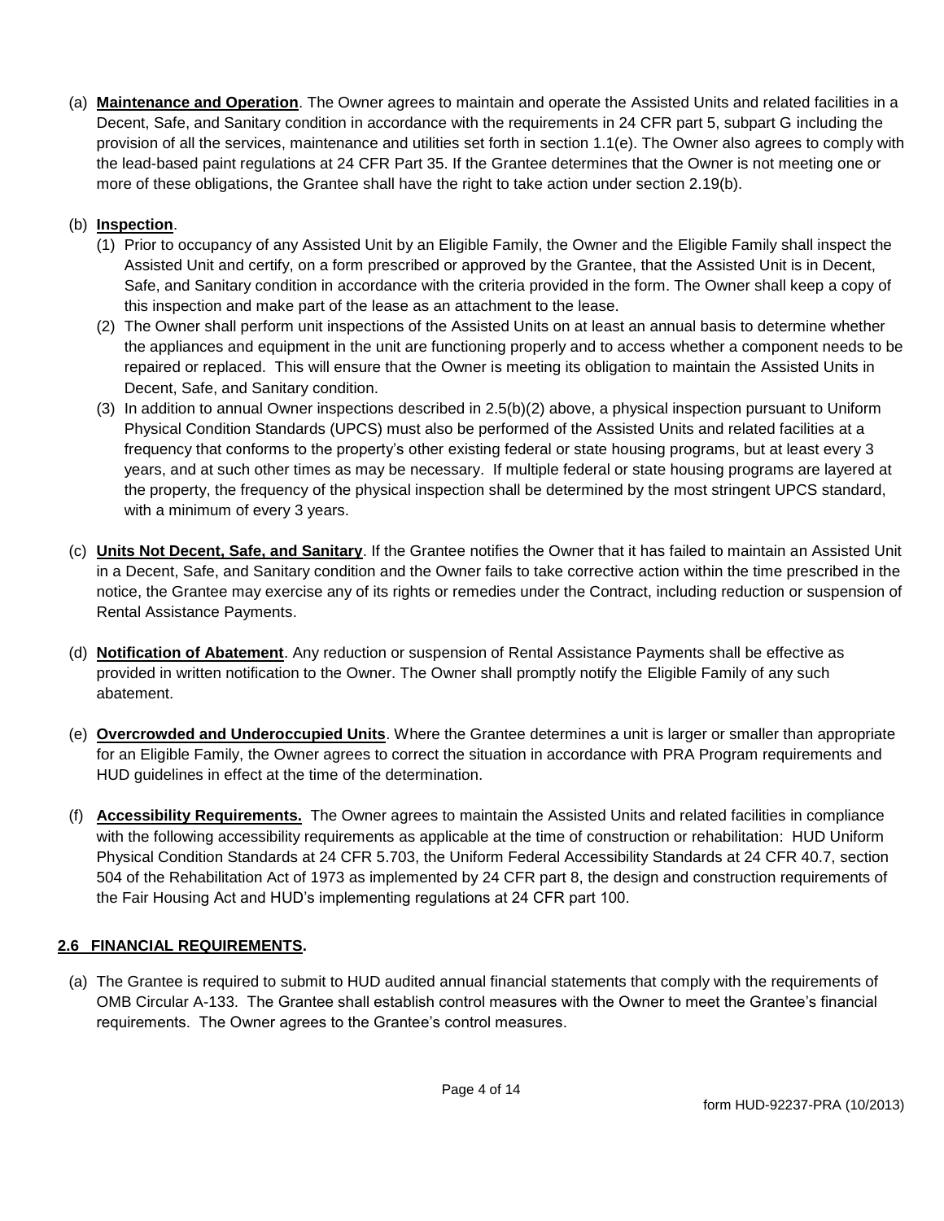(a) **Maintenance and Operation**. The Owner agrees to maintain and operate the Assisted Units and related facilities in a Decent, Safe, and Sanitary condition in accordance with the requirements in 24 CFR part 5, subpart G including the provision of all the services, maintenance and utilities set forth in section 1.1(e). The Owner also agrees to comply with the lead-based paint regulations at 24 CFR Part 35. If the Grantee determines that the Owner is not meeting one or more of these obligations, the Grantee shall have the right to take action under section 2.19(b).

(b) **Inspection**.

(1) Prior to occupancy of any Assisted Unit by an Eligible Family, the Owner and the Eligible Family shall inspect the Assisted Unit and certify, on a form prescribed or approved by the Grantee, that the Assisted Unit is in Decent, Safe, and Sanitary condition in accordance with the criteria provided in the form. The Owner shall keep a copy of this inspection and make part of the lease as an attachment to the lease.

(2) The Owner shall perform unit inspections of the Assisted Units on at least an annual basis to determine whether the appliances and equipment in the unit are functioning properly and to access whether a component needs to be repaired or replaced. This will ensure that the Owner is meeting its obligation to maintain the Assisted Units in Decent, Safe, and Sanitary condition.

(3) In addition to annual Owner inspections described in 2.5(b)(2) above, a physical inspection pursuant to Uniform Physical Condition Standards (UPCS) must also be performed of the Assisted Units and related facilities at a frequency that conforms to the property's other existing federal or state housing programs, but at least every 3 years, and at such other times as may be necessary. If multiple federal or state housing programs are layered at the property, the frequency of the physical inspection shall be determined by the most stringent UPCS standard, with a minimum of every 3 years.

(c) **Units Not Decent, Safe, and Sanitary**. If the Grantee notifies the Owner that it has failed to maintain an Assisted Unit in a Decent, Safe, and Sanitary condition and the Owner fails to take corrective action within the time prescribed in the notice, the Grantee may exercise any of its rights or remedies under the Contract, including reduction or suspension of Rental Assistance Payments.

(d) **Notification of Abatement**. Any reduction or suspension of Rental Assistance Payments shall be effective as provided in written notification to the Owner. The Owner shall promptly notify the Eligible Family of any such abatement.

(e) **Overcrowded and Underoccupied Units**. Where the Grantee determines a unit is larger or smaller than appropriate for an Eligible Family, the Owner agrees to correct the situation in accordance with PRA Program requirements and HUD guidelines in effect at the time of the determination.

(f) **Accessibility Requirements.** The Owner agrees to maintain the Assisted Units and related facilities in compliance with the following accessibility requirements as applicable at the time of construction or rehabilitation: HUD Uniform Physical Condition Standards at 24 CFR 5.703, the Uniform Federal Accessibility Standards at 24 CFR 40.7, section 504 of the Rehabilitation Act of 1973 as implemented by 24 CFR part 8, the design and construction requirements of the Fair Housing Act and HUD's implementing regulations at 24 CFR part 100.

## 2.6 FINANCIAL REQUIREMENTS.

(a) The Grantee is required to submit to HUD audited annual financial statements that comply with the requirements of OMB Circular A-133. The Grantee shall establish control measures with the Owner to meet the Grantee's financial requirements. The Owner agrees to the Grantee's control measures.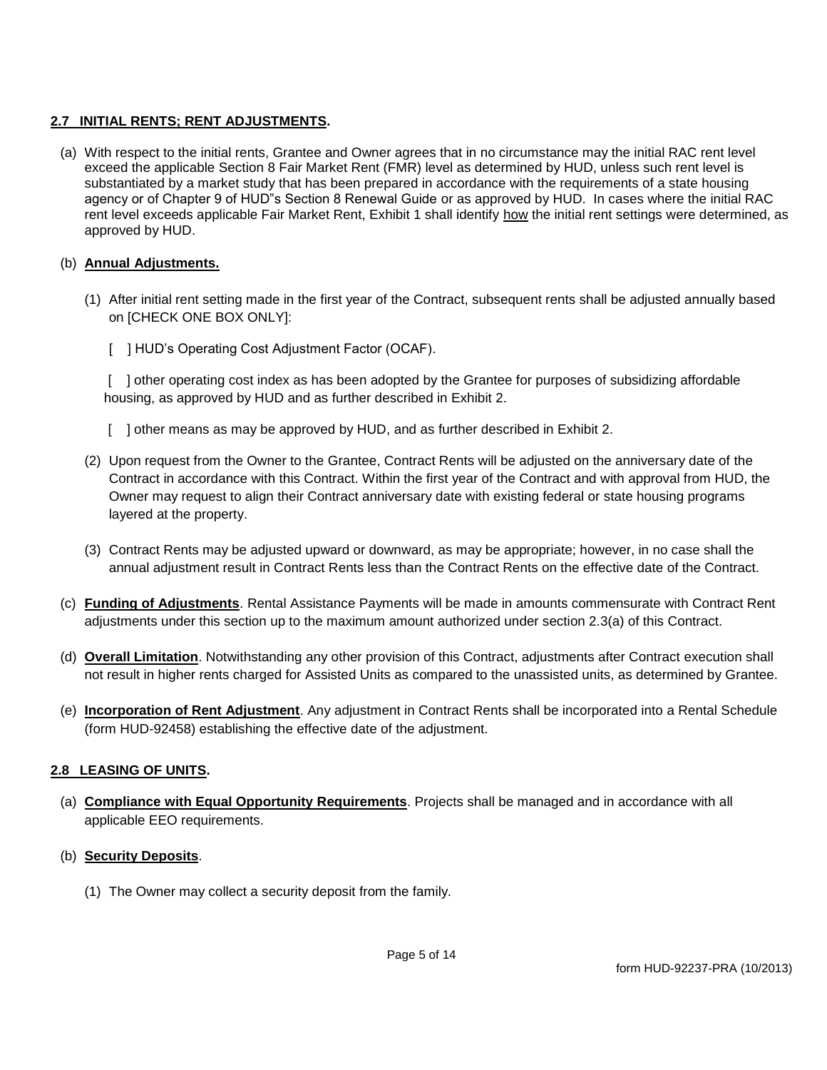## 2.7 INITIAL RENTS; RENT ADJUSTMENTS.

(a) With respect to the initial rents, Grantee and Owner agrees that in no circumstance may the initial RAC rent level exceed the applicable Section 8 Fair Market Rent (FMR) level as determined by HUD, unless such rent level is substantiated by a market study that has been prepared in accordance with the requirements of a state housing agency or of Chapter 9 of HUD"s Section 8 Renewal Guide or as approved by HUD. In cases where the initial RAC rent level exceeds applicable Fair Market Rent, Exhibit 1 shall identify <u>how</u> the initial rent settings were determined, as approved by HUD.

(b) **Annual Adjustments.**

(1) After initial rent setting made in the first year of the Contract, subsequent rents shall be adjusted annually based on [CHECK ONE BOX ONLY]:

[ ] HUD's Operating Cost Adjustment Factor (OCAF).

[ ] other operating cost index as has been adopted by the Grantee for purposes of subsidizing affordable housing, as approved by HUD and as further described in Exhibit 2.

[ ] other means as may be approved by HUD, and as further described in Exhibit 2.

(2) Upon request from the Owner to the Grantee, Contract Rents will be adjusted on the anniversary date of the Contract in accordance with this Contract. Within the first year of the Contract and with approval from HUD, the Owner may request to align their Contract anniversary date with existing federal or state housing programs layered at the property.

(3) Contract Rents may be adjusted upward or downward, as may be appropriate; however, in no case shall the annual adjustment result in Contract Rents less than the Contract Rents on the effective date of the Contract.

(c) **Funding of Adjustments**. Rental Assistance Payments will be made in amounts commensurate with Contract Rent adjustments under this section up to the maximum amount authorized under section 2.3(a) of this Contract.

(d) **Overall Limitation**. Notwithstanding any other provision of this Contract, adjustments after Contract execution shall not result in higher rents charged for Assisted Units as compared to the unassisted units, as determined by Grantee.

(e) **Incorporation of Rent Adjustment**. Any adjustment in Contract Rents shall be incorporated into a Rental Schedule (form HUD-92458) establishing the effective date of the adjustment.

## 2.8 LEASING OF UNITS.

(a) **Compliance with Equal Opportunity Requirements**. Projects shall be managed and in accordance with all applicable EEO requirements.

(b) **Security Deposits**.

(1) The Owner may collect a security deposit from the family.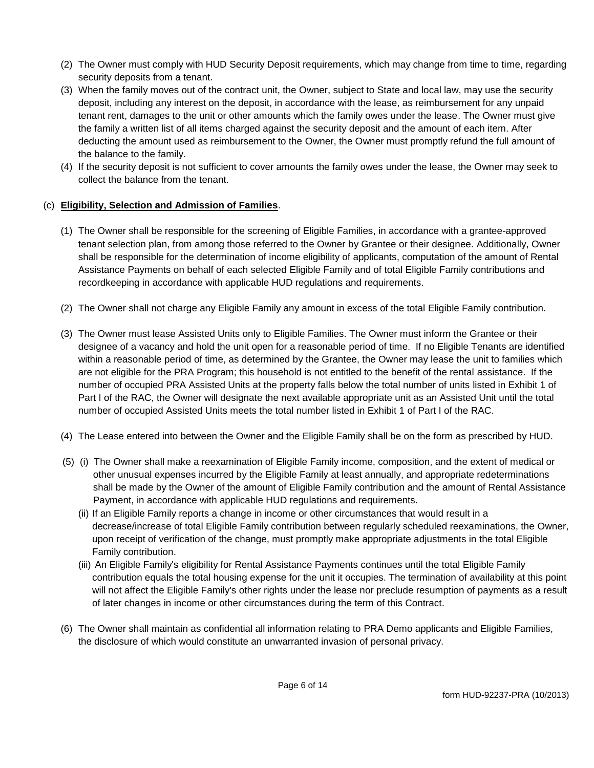(2) The Owner must comply with HUD Security Deposit requirements, which may change from time to time, regarding security deposits from a tenant.

(3) When the family moves out of the contract unit, the Owner, subject to State and local law, may use the security deposit, including any interest on the deposit, in accordance with the lease, as reimbursement for any unpaid tenant rent, damages to the unit or other amounts which the family owes under the lease. The Owner must give the family a written list of all items charged against the security deposit and the amount of each item. After deducting the amount used as reimbursement to the Owner, the Owner must promptly refund the full amount of the balance to the family.

(4) If the security deposit is not sufficient to cover amounts the family owes under the lease, the Owner may seek to collect the balance from the tenant.

(c) **Eligibility, Selection and Admission of Families**.

(1) The Owner shall be responsible for the screening of Eligible Families, in accordance with a grantee-approved tenant selection plan, from among those referred to the Owner by Grantee or their designee. Additionally, Owner shall be responsible for the determination of income eligibility of applicants, computation of the amount of Rental Assistance Payments on behalf of each selected Eligible Family and of total Eligible Family contributions and recordkeeping in accordance with applicable HUD regulations and requirements.

(2) The Owner shall not charge any Eligible Family any amount in excess of the total Eligible Family contribution.

(3) The Owner must lease Assisted Units only to Eligible Families. The Owner must inform the Grantee or their designee of a vacancy and hold the unit open for a reasonable period of time. If no Eligible Tenants are identified within a reasonable period of time, as determined by the Grantee, the Owner may lease the unit to families which are not eligible for the PRA Program; this household is not entitled to the benefit of the rental assistance. If the number of occupied PRA Assisted Units at the property falls below the total number of units listed in Exhibit 1 of Part I of the RAC, the Owner will designate the next available appropriate unit as an Assisted Unit until the total number of occupied Assisted Units meets the total number listed in Exhibit 1 of Part I of the RAC.

(4) The Lease entered into between the Owner and the Eligible Family shall be on the form as prescribed by HUD.

(5) (i) The Owner shall make a reexamination of Eligible Family income, composition, and the extent of medical or other unusual expenses incurred by the Eligible Family at least annually, and appropriate redeterminations shall be made by the Owner of the amount of Eligible Family contribution and the amount of Rental Assistance Payment, in accordance with applicable HUD regulations and requirements.

(ii) If an Eligible Family reports a change in income or other circumstances that would result in a decrease/increase of total Eligible Family contribution between regularly scheduled reexaminations, the Owner, upon receipt of verification of the change, must promptly make appropriate adjustments in the total Eligible Family contribution.

(iii) An Eligible Family's eligibility for Rental Assistance Payments continues until the total Eligible Family contribution equals the total housing expense for the unit it occupies. The termination of availability at this point will not affect the Eligible Family's other rights under the lease nor preclude resumption of payments as a result of later changes in income or other circumstances during the term of this Contract.

(6) The Owner shall maintain as confidential all information relating to PRA Demo applicants and Eligible Families, the disclosure of which would constitute an unwarranted invasion of personal privacy.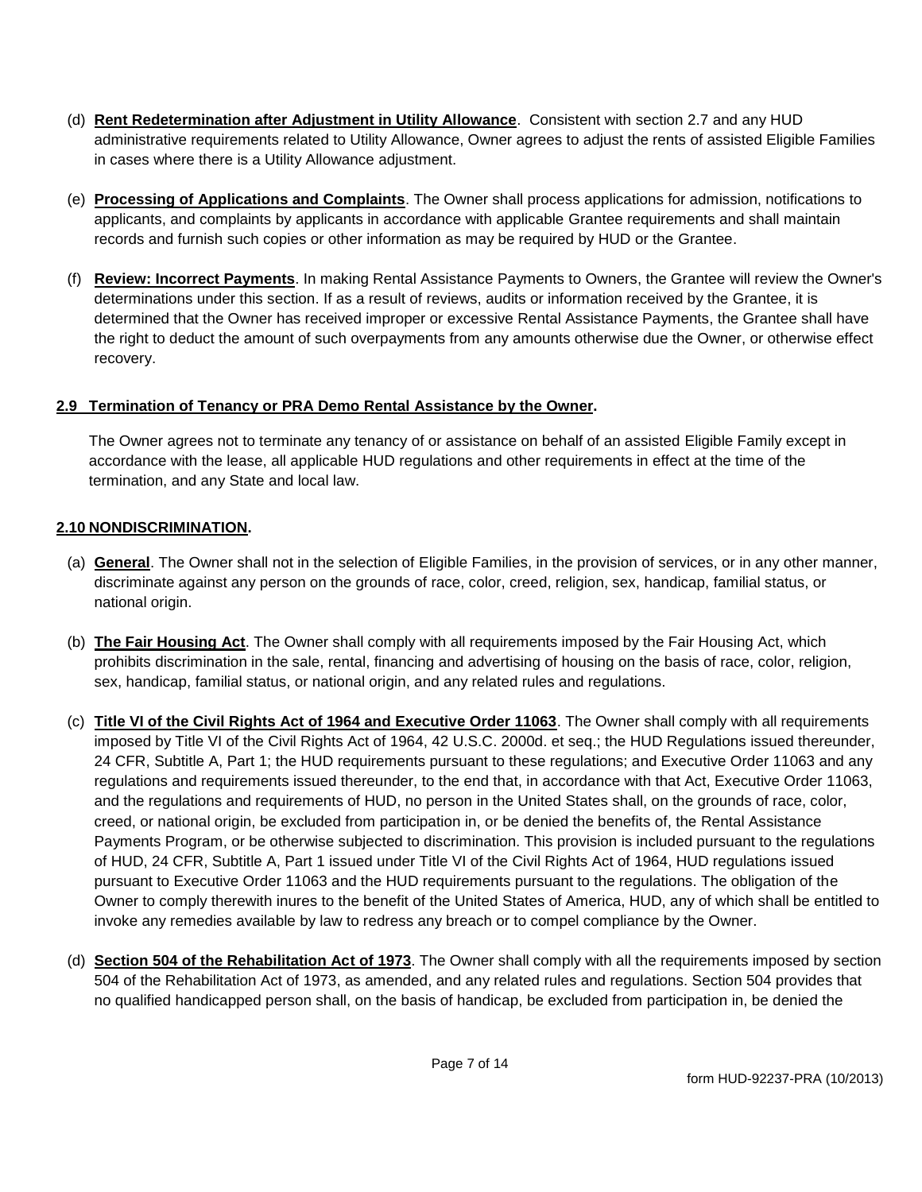(d) **Rent Redetermination after Adjustment in Utility Allowance**. Consistent with section 2.7 and any HUD administrative requirements related to Utility Allowance, Owner agrees to adjust the rents of assisted Eligible Families in cases where there is a Utility Allowance adjustment.

(e) **Processing of Applications and Complaints**. The Owner shall process applications for admission, notifications to applicants, and complaints by applicants in accordance with applicable Grantee requirements and shall maintain records and furnish such copies or other information as may be required by HUD or the Grantee.

(f) **Review: Incorrect Payments**. In making Rental Assistance Payments to Owners, the Grantee will review the Owner's determinations under this section. If as a result of reviews, audits or information received by the Grantee, it is determined that the Owner has received improper or excessive Rental Assistance Payments, the Grantee shall have the right to deduct the amount of such overpayments from any amounts otherwise due the Owner, or otherwise effect recovery.

**2.9 Termination of Tenancy or PRA Demo Rental Assistance by the Owner.**

The Owner agrees not to terminate any tenancy of or assistance on behalf of an assisted Eligible Family except in accordance with the lease, all applicable HUD regulations and other requirements in effect at the time of the termination, and any State and local law.

**2.10 NONDISCRIMINATION.**

(a) **General**. The Owner shall not in the selection of Eligible Families, in the provision of services, or in any other manner, discriminate against any person on the grounds of race, color, creed, religion, sex, handicap, familial status, or national origin.

(b) **The Fair Housing Act**. The Owner shall comply with all requirements imposed by the Fair Housing Act, which prohibits discrimination in the sale, rental, financing and advertising of housing on the basis of race, color, religion, sex, handicap, familial status, or national origin, and any related rules and regulations.

(c) **Title VI of the Civil Rights Act of 1964 and Executive Order 11063**. The Owner shall comply with all requirements imposed by Title VI of the Civil Rights Act of 1964, 42 U.S.C. 2000d. et seq.; the HUD Regulations issued thereunder, 24 CFR, Subtitle A, Part 1; the HUD requirements pursuant to these regulations; and Executive Order 11063 and any regulations and requirements issued thereunder, to the end that, in accordance with that Act, Executive Order 11063, and the regulations and requirements of HUD, no person in the United States shall, on the grounds of race, color, creed, or national origin, be excluded from participation in, or be denied the benefits of, the Rental Assistance Payments Program, or be otherwise subjected to discrimination. This provision is included pursuant to the regulations of HUD, 24 CFR, Subtitle A, Part 1 issued under Title VI of the Civil Rights Act of 1964, HUD regulations issued pursuant to Executive Order 11063 and the HUD requirements pursuant to the regulations. The obligation of the Owner to comply therewith inures to the benefit of the United States of America, HUD, any of which shall be entitled to invoke any remedies available by law to redress any breach or to compel compliance by the Owner.

(d) **Section 504 of the Rehabilitation Act of 1973**. The Owner shall comply with all the requirements imposed by section 504 of the Rehabilitation Act of 1973, as amended, and any related rules and regulations. Section 504 provides that no qualified handicapped person shall, on the basis of handicap, be excluded from participation in, be denied the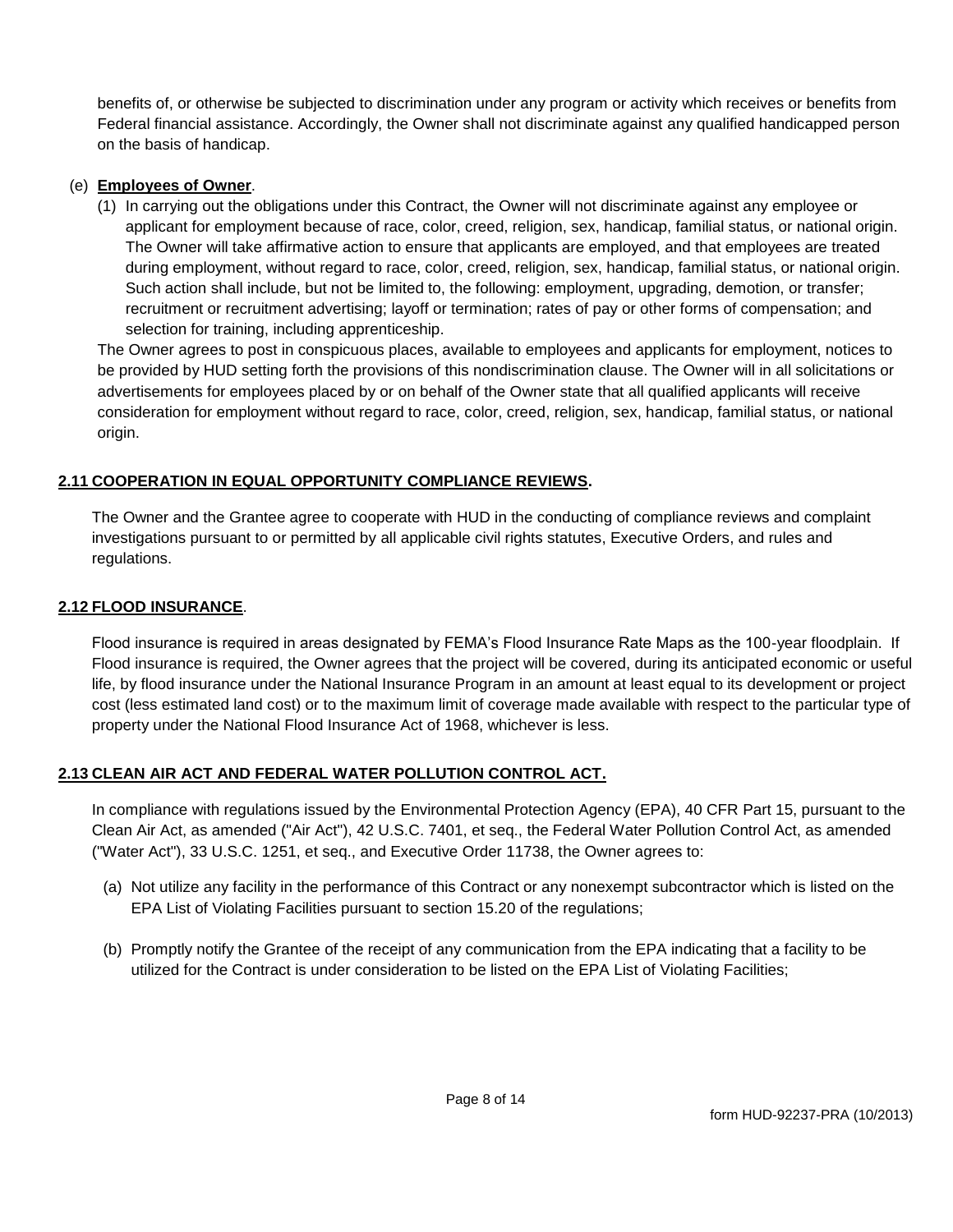benefits of, or otherwise be subjected to discrimination under any program or activity which receives or benefits from Federal financial assistance. Accordingly, the Owner shall not discriminate against any qualified handicapped person on the basis of handicap.

(e) **Employees of Owner**.

(1) In carrying out the obligations under this Contract, the Owner will not discriminate against any employee or applicant for employment because of race, color, creed, religion, sex, handicap, familial status, or national origin. The Owner will take affirmative action to ensure that applicants are employed, and that employees are treated during employment, without regard to race, color, creed, religion, sex, handicap, familial status, or national origin. Such action shall include, but not be limited to, the following: employment, upgrading, demotion, or transfer; recruitment or recruitment advertising; layoff or termination; rates of pay or other forms of compensation; and selection for training, including apprenticeship.

The Owner agrees to post in conspicuous places, available to employees and applicants for employment, notices to be provided by HUD setting forth the provisions of this nondiscrimination clause. The Owner will in all solicitations or advertisements for employees placed by or on behalf of the Owner state that all qualified applicants will receive consideration for employment without regard to race, color, creed, religion, sex, handicap, familial status, or national origin.

## 2.11 COOPERATION IN EQUAL OPPORTUNITY COMPLIANCE REVIEWS.

The Owner and the Grantee agree to cooperate with HUD in the conducting of compliance reviews and complaint investigations pursuant to or permitted by all applicable civil rights statutes, Executive Orders, and rules and regulations.

## 2.12 FLOOD INSURANCE.

Flood insurance is required in areas designated by FEMA's Flood Insurance Rate Maps as the 100-year floodplain. If Flood insurance is required, the Owner agrees that the project will be covered, during its anticipated economic or useful life, by flood insurance under the National Insurance Program in an amount at least equal to its development or project cost (less estimated land cost) or to the maximum limit of coverage made available with respect to the particular type of property under the National Flood Insurance Act of 1968, whichever is less.

## 2.13 CLEAN AIR ACT AND FEDERAL WATER POLLUTION CONTROL ACT.

In compliance with regulations issued by the Environmental Protection Agency (EPA), 40 CFR Part 15, pursuant to the Clean Air Act, as amended ("Air Act"), 42 U.S.C. 7401, et seq., the Federal Water Pollution Control Act, as amended ("Water Act"), 33 U.S.C. 1251, et seq., and Executive Order 11738, the Owner agrees to:

(a) Not utilize any facility in the performance of this Contract or any nonexempt subcontractor which is listed on the EPA List of Violating Facilities pursuant to section 15.20 of the regulations;

(b) Promptly notify the Grantee of the receipt of any communication from the EPA indicating that a facility to be utilized for the Contract is under consideration to be listed on the EPA List of Violating Facilities;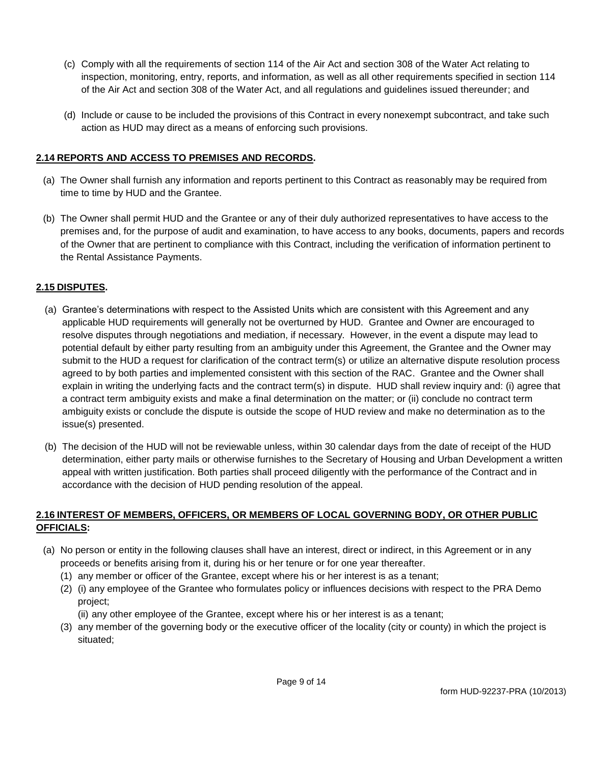(c) Comply with all the requirements of section 114 of the Air Act and section 308 of the Water Act relating to inspection, monitoring, entry, reports, and information, as well as all other requirements specified in section 114 of the Air Act and section 308 of the Water Act, and all regulations and guidelines issued thereunder; and

(d) Include or cause to be included the provisions of this Contract in every nonexempt subcontract, and take such action as HUD may direct as a means of enforcing such provisions.

**2.14 REPORTS AND ACCESS TO PREMISES AND RECORDS.**

(a) The Owner shall furnish any information and reports pertinent to this Contract as reasonably may be required from time to time by HUD and the Grantee.

(b) The Owner shall permit HUD and the Grantee or any of their duly authorized representatives to have access to the premises and, for the purpose of audit and examination, to have access to any books, documents, papers and records of the Owner that are pertinent to compliance with this Contract, including the verification of information pertinent to the Rental Assistance Payments.

**2.15 DISPUTES.**

(a) Grantee's determinations with respect to the Assisted Units which are consistent with this Agreement and any applicable HUD requirements will generally not be overturned by HUD. Grantee and Owner are encouraged to resolve disputes through negotiations and mediation, if necessary. However, in the event a dispute may lead to potential default by either party resulting from an ambiguity under this Agreement, the Grantee and the Owner may submit to the HUD a request for clarification of the contract term(s) or utilize an alternative dispute resolution process agreed to by both parties and implemented consistent with this section of the RAC. Grantee and the Owner shall explain in writing the underlying facts and the contract term(s) in dispute. HUD shall review inquiry and: (i) agree that a contract term ambiguity exists and make a final determination on the matter; or (ii) conclude no contract term ambiguity exists or conclude the dispute is outside the scope of HUD review and make no determination as to the issue(s) presented.

(b) The decision of the HUD will not be reviewable unless, within 30 calendar days from the date of receipt of the HUD determination, either party mails or otherwise furnishes to the Secretary of Housing and Urban Development a written appeal with written justification. Both parties shall proceed diligently with the performance of the Contract and in accordance with the decision of HUD pending resolution of the appeal.

**2.16 INTEREST OF MEMBERS, OFFICERS, OR MEMBERS OF LOCAL GOVERNING BODY, OR OTHER PUBLIC OFFICIALS:**

(a) No person or entity in the following clauses shall have an interest, direct or indirect, in this Agreement or in any proceeds or benefits arising from it, during his or her tenure or for one year thereafter.
   (1) any member or officer of the Grantee, except where his or her interest is as a tenant;
   (2) (i) any employee of the Grantee who formulates policy or influences decisions with respect to the PRA Demo project;
   (ii) any other employee of the Grantee, except where his or her interest is as a tenant;
   (3) any member of the governing body or the executive officer of the locality (city or county) in which the project is situated;

form HUD-92237-PRA (10/2013)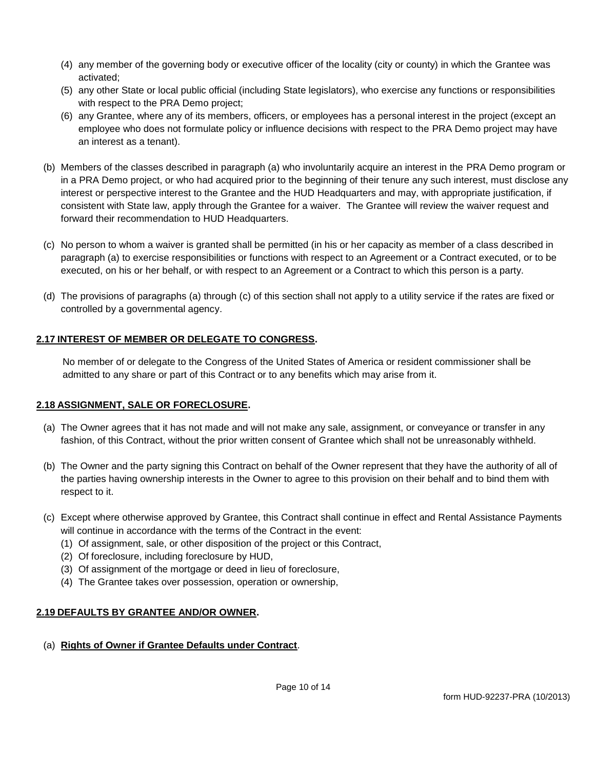(4) any member of the governing body or executive officer of the locality (city or county) in which the Grantee was activated;
(5) any other State or local public official (including State legislators), who exercise any functions or responsibilities with respect to the PRA Demo project;
(6) any Grantee, where any of its members, officers, or employees has a personal interest in the project (except an employee who does not formulate policy or influence decisions with respect to the PRA Demo project may have an interest as a tenant).

(b) Members of the classes described in paragraph (a) who involuntarily acquire an interest in the PRA Demo program or in a PRA Demo project, or who had acquired prior to the beginning of their tenure any such interest, must disclose any interest or perspective interest to the Grantee and the HUD Headquarters and may, with appropriate justification, if consistent with State law, apply through the Grantee for a waiver. The Grantee will review the waiver request and forward their recommendation to HUD Headquarters.

(c) No person to whom a waiver is granted shall be permitted (in his or her capacity as member of a class described in paragraph (a) to exercise responsibilities or functions with respect to an Agreement or a Contract executed, or to be executed, on his or her behalf, or with respect to an Agreement or a Contract to which this person is a party.

(d) The provisions of paragraphs (a) through (c) of this section shall not apply to a utility service if the rates are fixed or controlled by a governmental agency.

**2.17 INTEREST OF MEMBER OR DELEGATE TO CONGRESS.**

No member of or delegate to the Congress of the United States of America or resident commissioner shall be admitted to any share or part of this Contract or to any benefits which may arise from it.

**2.18 ASSIGNMENT, SALE OR FORECLOSURE.**

(a) The Owner agrees that it has not made and will not make any sale, assignment, or conveyance or transfer in any fashion, of this Contract, without the prior written consent of Grantee which shall not be unreasonably withheld.

(b) The Owner and the party signing this Contract on behalf of the Owner represent that they have the authority of all of the parties having ownership interests in the Owner to agree to this provision on their behalf and to bind them with respect to it.

(c) Except where otherwise approved by Grantee, this Contract shall continue in effect and Rental Assistance Payments will continue in accordance with the terms of the Contract in the event:
(1) Of assignment, sale, or other disposition of the project or this Contract,
(2) Of foreclosure, including foreclosure by HUD,
(3) Of assignment of the mortgage or deed in lieu of foreclosure,
(4) The Grantee takes over possession, operation or ownership,

**2.19 DEFAULTS BY GRANTEE AND/OR OWNER.**

(a) **Rights of Owner if Grantee Defaults under Contract**.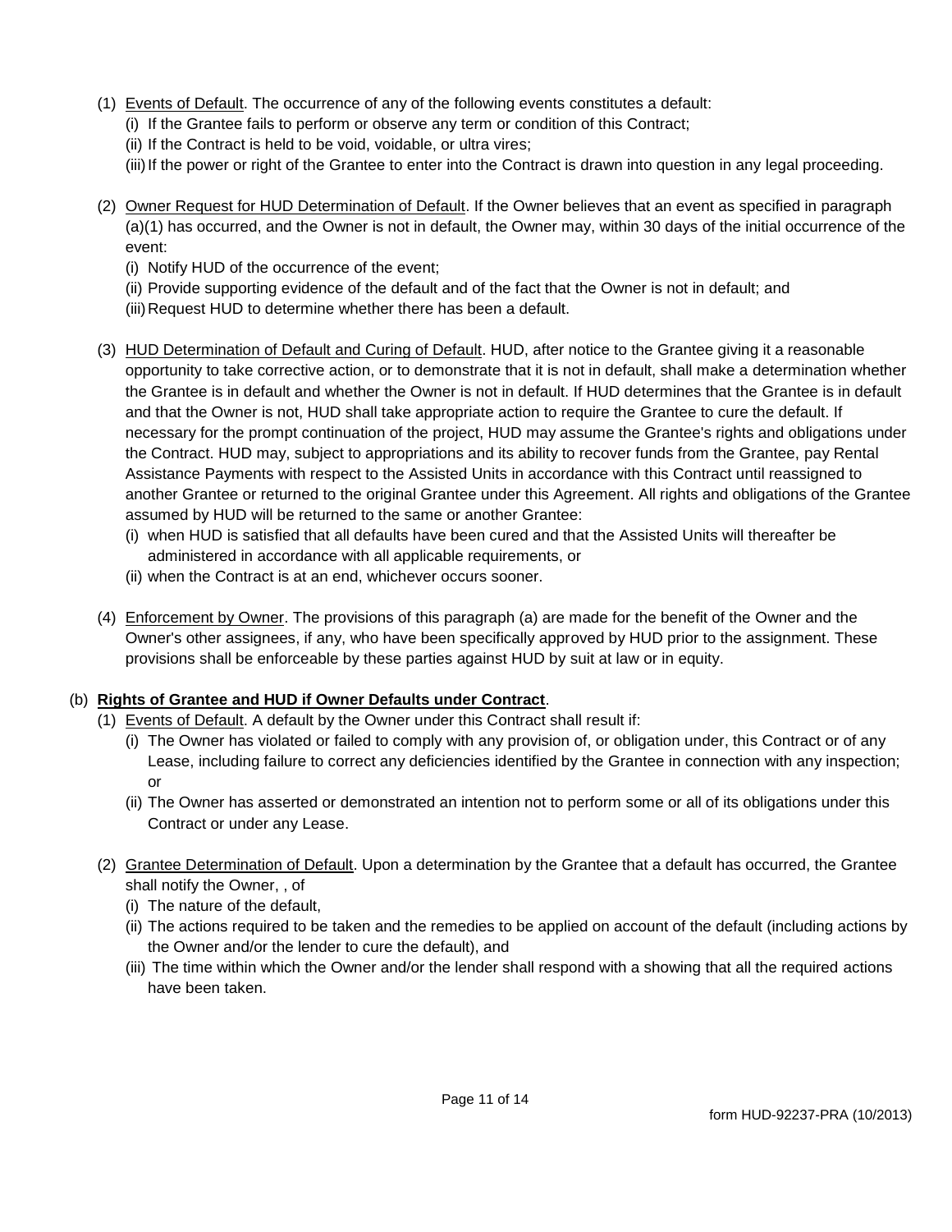(1) Events of Default. The occurrence of any of the following events constitutes a default:
   (i) If the Grantee fails to perform or observe any term or condition of this Contract;
   (ii) If the Contract is held to be void, voidable, or ultra vires;
   (iii) If the power or right of the Grantee to enter into the Contract is drawn into question in any legal proceeding.

(2) Owner Request for HUD Determination of Default. If the Owner believes that an event as specified in paragraph (a)(1) has occurred, and the Owner is not in default, the Owner may, within 30 days of the initial occurrence of the event:
   (i) Notify HUD of the occurrence of the event;
   (ii) Provide supporting evidence of the default and of the fact that the Owner is not in default; and
   (iii) Request HUD to determine whether there has been a default.

(3) HUD Determination of Default and Curing of Default. HUD, after notice to the Grantee giving it a reasonable opportunity to take corrective action, or to demonstrate that it is not in default, shall make a determination whether the Grantee is in default and whether the Owner is not in default. If HUD determines that the Grantee is in default and that the Owner is not, HUD shall take appropriate action to require the Grantee to cure the default. If necessary for the prompt continuation of the project, HUD may assume the Grantee's rights and obligations under the Contract. HUD may, subject to appropriations and its ability to recover funds from the Grantee, pay Rental Assistance Payments with respect to the Assisted Units in accordance with this Contract until reassigned to another Grantee or returned to the original Grantee under this Agreement. All rights and obligations of the Grantee assumed by HUD will be returned to the same or another Grantee:
   (i) when HUD is satisfied that all defaults have been cured and that the Assisted Units will thereafter be administered in accordance with all applicable requirements, or
   (ii) when the Contract is at an end, whichever occurs sooner.

(4) Enforcement by Owner. The provisions of this paragraph (a) are made for the benefit of the Owner and the Owner's other assignees, if any, who have been specifically approved by HUD prior to the assignment. These provisions shall be enforceable by these parties against HUD by suit at law or in equity.

(b) **Rights of Grantee and HUD if Owner Defaults under Contract**.

(1) Events of Default. A default by the Owner under this Contract shall result if:
   (i) The Owner has violated or failed to comply with any provision of, or obligation under, this Contract or of any Lease, including failure to correct any deficiencies identified by the Grantee in connection with any inspection; or
   (ii) The Owner has asserted or demonstrated an intention not to perform some or all of its obligations under this Contract or under any Lease.

(2) Grantee Determination of Default. Upon a determination by the Grantee that a default has occurred, the Grantee shall notify the Owner, , of
   (i) The nature of the default,
   (ii) The actions required to be taken and the remedies to be applied on account of the default (including actions by the Owner and/or the lender to cure the default), and
   (iii) The time within which the Owner and/or the lender shall respond with a showing that all the required actions have been taken.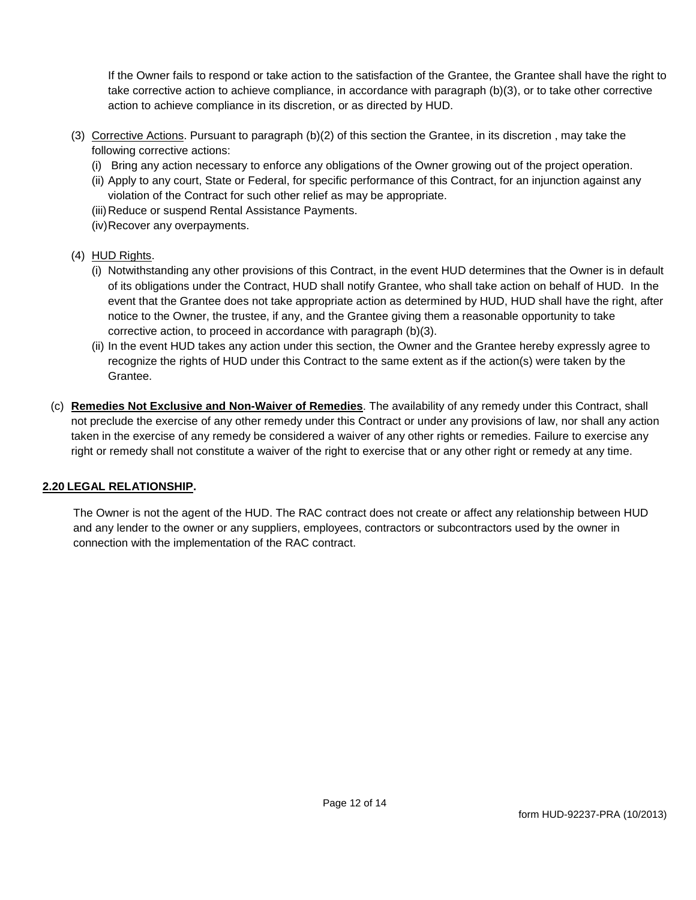If the Owner fails to respond or take action to the satisfaction of the Grantee, the Grantee shall have the right to take corrective action to achieve compliance, in accordance with paragraph (b)(3), or to take other corrective action to achieve compliance in its discretion, or as directed by HUD.

(3) Corrective Actions. Pursuant to paragraph (b)(2) of this section the Grantee, in its discretion , may take the following corrective actions:

  (i) Bring any action necessary to enforce any obligations of the Owner growing out of the project operation.

  (ii) Apply to any court, State or Federal, for specific performance of this Contract, for an injunction against any violation of the Contract for such other relief as may be appropriate.

  (iii) Reduce or suspend Rental Assistance Payments.

  (iv) Recover any overpayments.

(4) HUD Rights.

  (i) Notwithstanding any other provisions of this Contract, in the event HUD determines that the Owner is in default of its obligations under the Contract, HUD shall notify Grantee, who shall take action on behalf of HUD. In the event that the Grantee does not take appropriate action as determined by HUD, HUD shall have the right, after notice to the Owner, the trustee, if any, and the Grantee giving them a reasonable opportunity to take corrective action, to proceed in accordance with paragraph (b)(3).

  (ii) In the event HUD takes any action under this section, the Owner and the Grantee hereby expressly agree to recognize the rights of HUD under this Contract to the same extent as if the action(s) were taken by the Grantee.

(c) **Remedies Not Exclusive and Non-Waiver of Remedies**. The availability of any remedy under this Contract, shall not preclude the exercise of any other remedy under this Contract or under any provisions of law, nor shall any action taken in the exercise of any remedy be considered a waiver of any other rights or remedies. Failure to exercise any right or remedy shall not constitute a waiver of the right to exercise that or any other right or remedy at any time.

## 2.20 LEGAL RELATIONSHIP.

The Owner is not the agent of the HUD. The RAC contract does not create or affect any relationship between HUD and any lender to the owner or any suppliers, employees, contractors or subcontractors used by the owner in connection with the implementation of the RAC contract.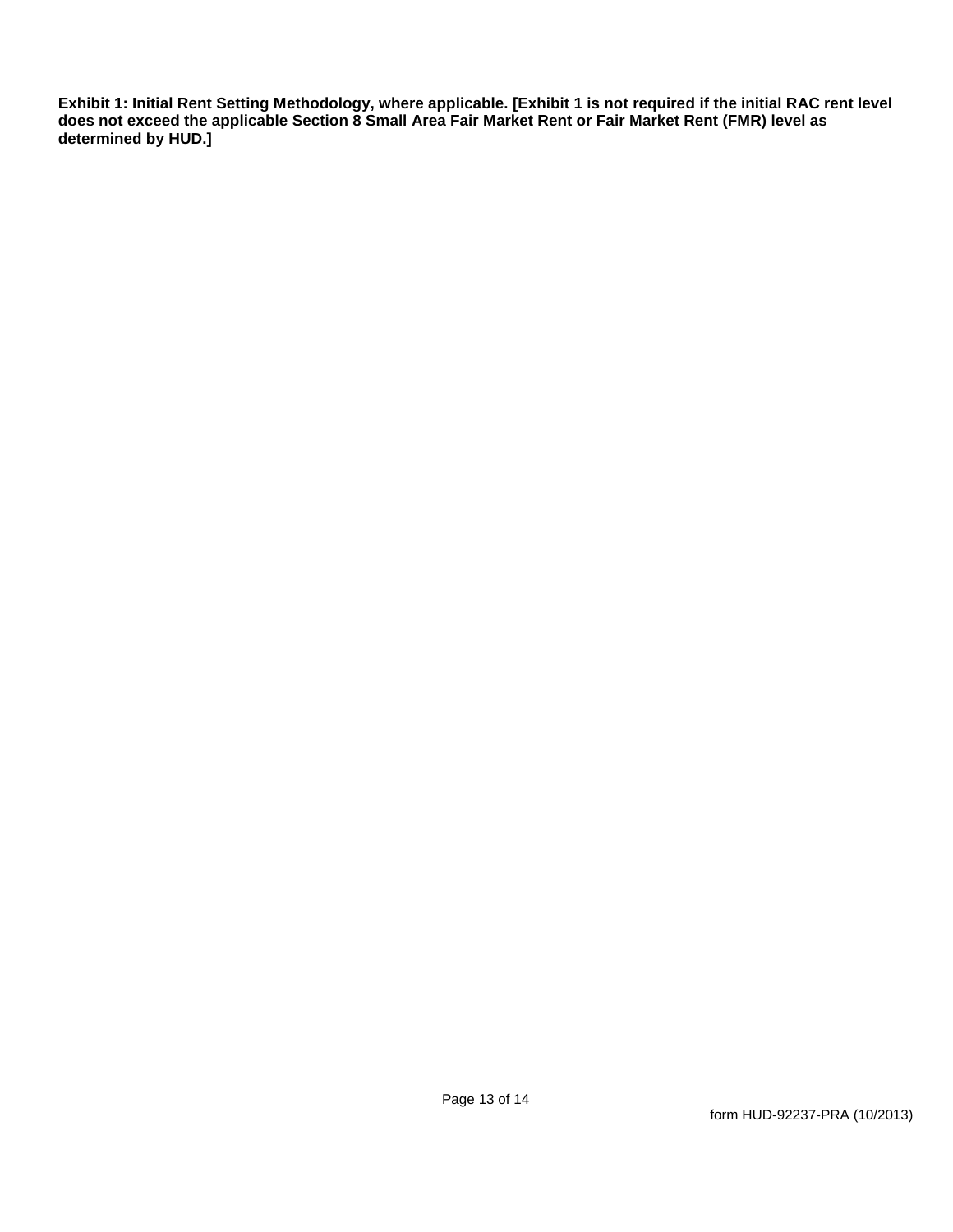**Exhibit 1: Initial Rent Setting Methodology, where applicable. [Exhibit 1 is not required if the initial RAC rent level does not exceed the applicable Section 8 Small Area Fair Market Rent or Fair Market Rent (FMR) level as determined by HUD.]**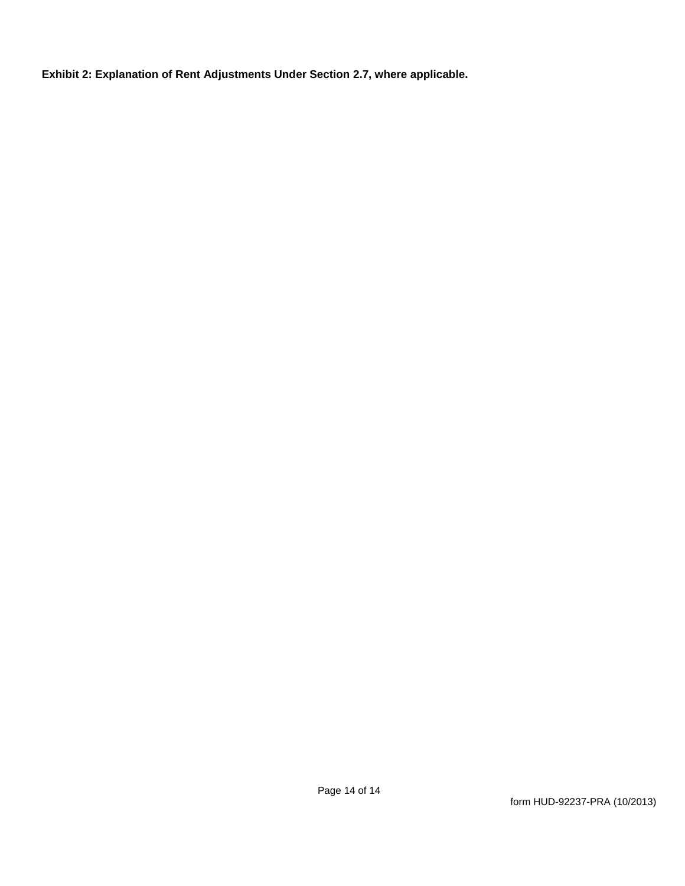**Exhibit 2: Explanation of Rent Adjustments Under Section 2.7, where applicable.**